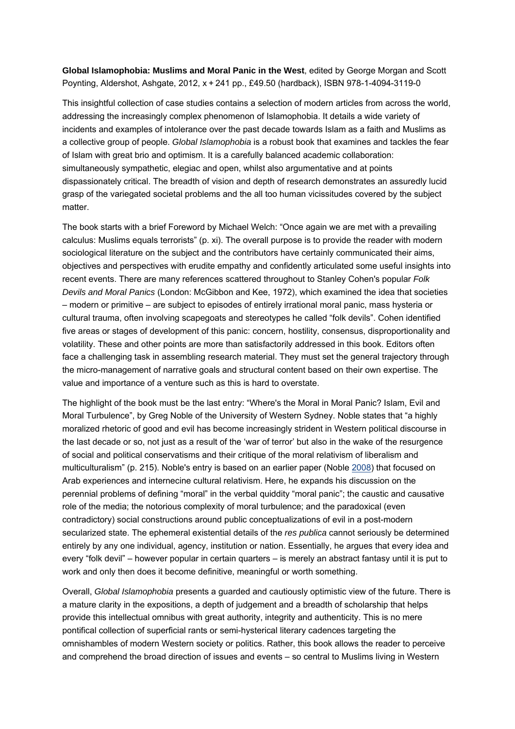**Global Islamophobia: Muslims and Moral Panic in the West**, edited by George Morgan and Scott Poynting, Aldershot, Ashgate, 2012, x + 241 pp., £49.50 (hardback), ISBN 978-1-4094-3119-0

This insightful collection of case studies contains a selection of modern articles from across the world, addressing the increasingly complex phenomenon of Islamophobia. It details a wide variety of incidents and examples of intolerance over the past decade towards Islam as a faith and Muslims as a collective group of people. *Global Islamophobia* is a robust book that examines and tackles the fear of Islam with great brio and optimism. It is a carefully balanced academic collaboration: simultaneously sympathetic, elegiac and open, whilst also argumentative and at points dispassionately critical. The breadth of vision and depth of research demonstrates an assuredly lucid grasp of the variegated societal problems and the all too human vicissitudes covered by the subject matter.

The book starts with a brief Foreword by Michael Welch: "Once again we are met with a prevailing calculus: Muslims equals terrorists" (p. xi). The overall purpose is to provide the reader with modern sociological literature on the subject and the contributors have certainly communicated their aims, objectives and perspectives with erudite empathy and confidently articulated some useful insights into recent events. There are many references scattered throughout to Stanley Cohen's popular *Folk Devils and Moral Panics* (London: McGibbon and Kee, 1972), which examined the idea that societies – modern or primitive – are subject to episodes of entirely irrational moral panic, mass hysteria or cultural trauma, often involving scapegoats and stereotypes he called "folk devils". Cohen identified five areas or stages of development of this panic: concern, hostility, consensus, disproportionality and volatility. These and other points are more than satisfactorily addressed in this book. Editors often face a challenging task in assembling research material. They must set the general trajectory through the micro-management of narrative goals and structural content based on their own expertise. The value and importance of a venture such as this is hard to overstate.

The highlight of the book must be the last entry: "Where's the Moral in Moral Panic? Islam, Evil and Moral Turbulence", by Greg Noble of the University of Western Sydney. Noble states that "a highly moralized rhetoric of good and evil has become increasingly strident in Western political discourse in the last decade or so, not just as a result of the 'war of terror' but also in the wake of the resurgence of social and political conservatisms and their critique of the moral relativism of liberalism and multiculturalism" (p. 215). Noble's entry is based on an earlier paper (Noble 2008) that focused on Arab experiences and internecine cultural relativism. Here, he expands his discussion on the perennial problems of defining "moral" in the verbal quiddity "moral panic"; the caustic and causative role of the media; the notorious complexity of moral turbulence; and the paradoxical (even contradictory) social constructions around public conceptualizations of evil in a post-modern secularized state. The ephemeral existential details of the *res publica* cannot seriously be determined entirely by any one individual, agency, institution or nation. Essentially, he argues that every idea and every "folk devil" – however popular in certain quarters – is merely an abstract fantasy until it is put to work and only then does it become definitive, meaningful or worth something.

Overall, *Global Islamophobia* presents a guarded and cautiously optimistic view of the future. There is a mature clarity in the expositions, a depth of judgement and a breadth of scholarship that helps provide this intellectual omnibus with great authority, integrity and authenticity. This is no mere pontifical collection of superficial rants or semi-hysterical literary cadences targeting the omnishambles of modern Western society or politics. Rather, this book allows the reader to perceive and comprehend the broad direction of issues and events – so central to Muslims living in Western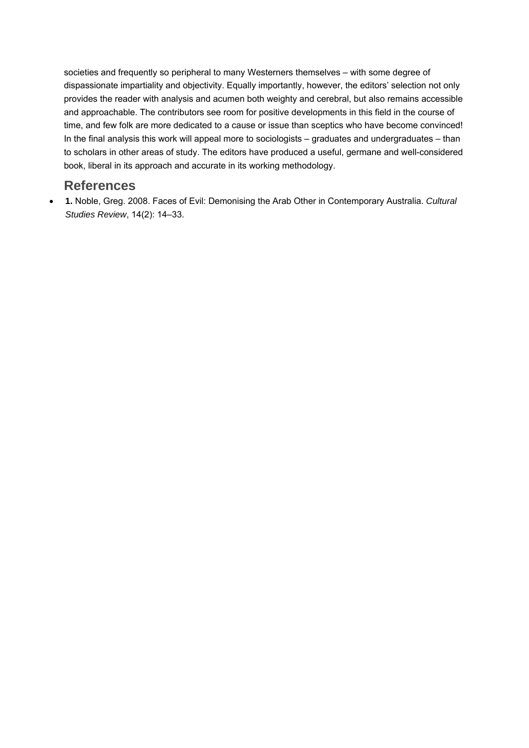societies and frequently so peripheral to many Westerners themselves – with some degree of dispassionate impartiality and objectivity. Equally importantly, however, the editors' selection not only provides the reader with analysis and acumen both weighty and cerebral, but also remains accessible and approachable. The contributors see room for positive developments in this field in the course of time, and few folk are more dedicated to a cause or issue than sceptics who have become convinced! In the final analysis this work will appeal more to sociologists – graduates and undergraduates – than to scholars in other areas of study. The editors have produced a useful, germane and well-considered book, liberal in its approach and accurate in its working methodology.

## References

- **1.** Noble, Greg. 2008. Faces of Evil: Demonising the Arab Other in Contemporary Australia. *Cultural Studies Review*, 14(2): 14–33.